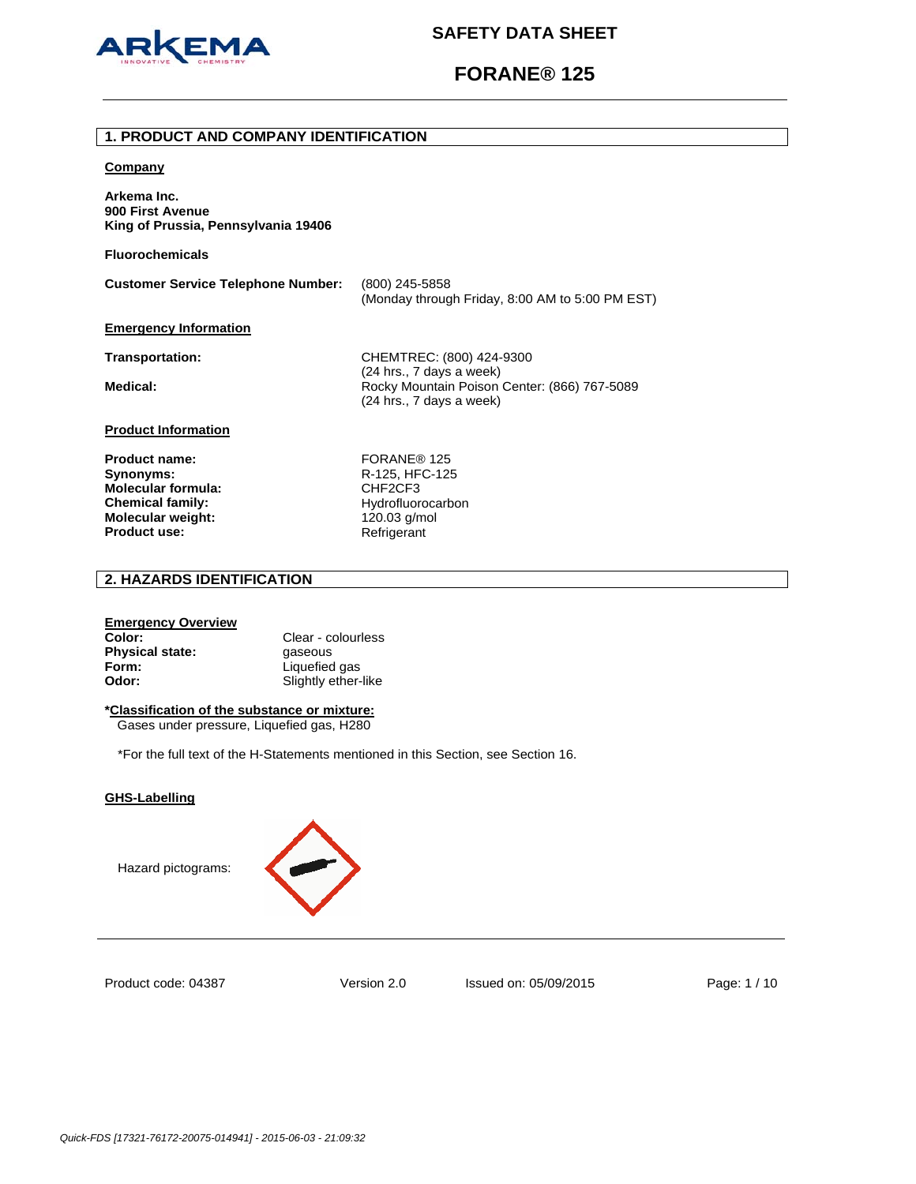# SAFETY DATA SHEET

# FORANE® 125

## 1. PRODUCT AND COMPANY IDENTIFICATION

**Company**

**Arkema Inc.**
**900 First Avenue**
**King of Prussia, Pennsylvania 19406**

**Fluorochemicals**

**Customer Service Telephone Number:** (800) 245-5858
(Monday through Friday, 8:00 AM to 5:00 PM EST)

**Emergency Information**

**Transportation:** CHEMTREC: (800) 424-9300
(24 hrs., 7 days a week)

**Medical:** Rocky Mountain Poison Center: (866) 767-5089
(24 hrs., 7 days a week)

**Product Information**

| | |
|---|---|
| **Product name:** | FORANE® 125 |
| **Synonyms:** | R-125, HFC-125 |
| **Molecular formula:** | $CHF_2CF_3$ |
| **Chemical family:** | Hydrofluorocarbon |
| **Molecular weight:** | 120.03 g/mol |
| **Product use:** | Refrigerant |

## 2. HAZARDS IDENTIFICATION

**Emergency Overview**

| | |
|---|---|
| **Color:** | Clear - colourless |
| **Physical state:** | gaseous |
| **Form:** | Liquefied gas |
| **Odor:** | Slightly ether-like |

***Classification of the substance or mixture:**

Gases under pressure, Liquefied gas, H280

*For the full text of the H-Statements mentioned in this Section, see Section 16.

**GHS-Labelling**

Hazard pictograms: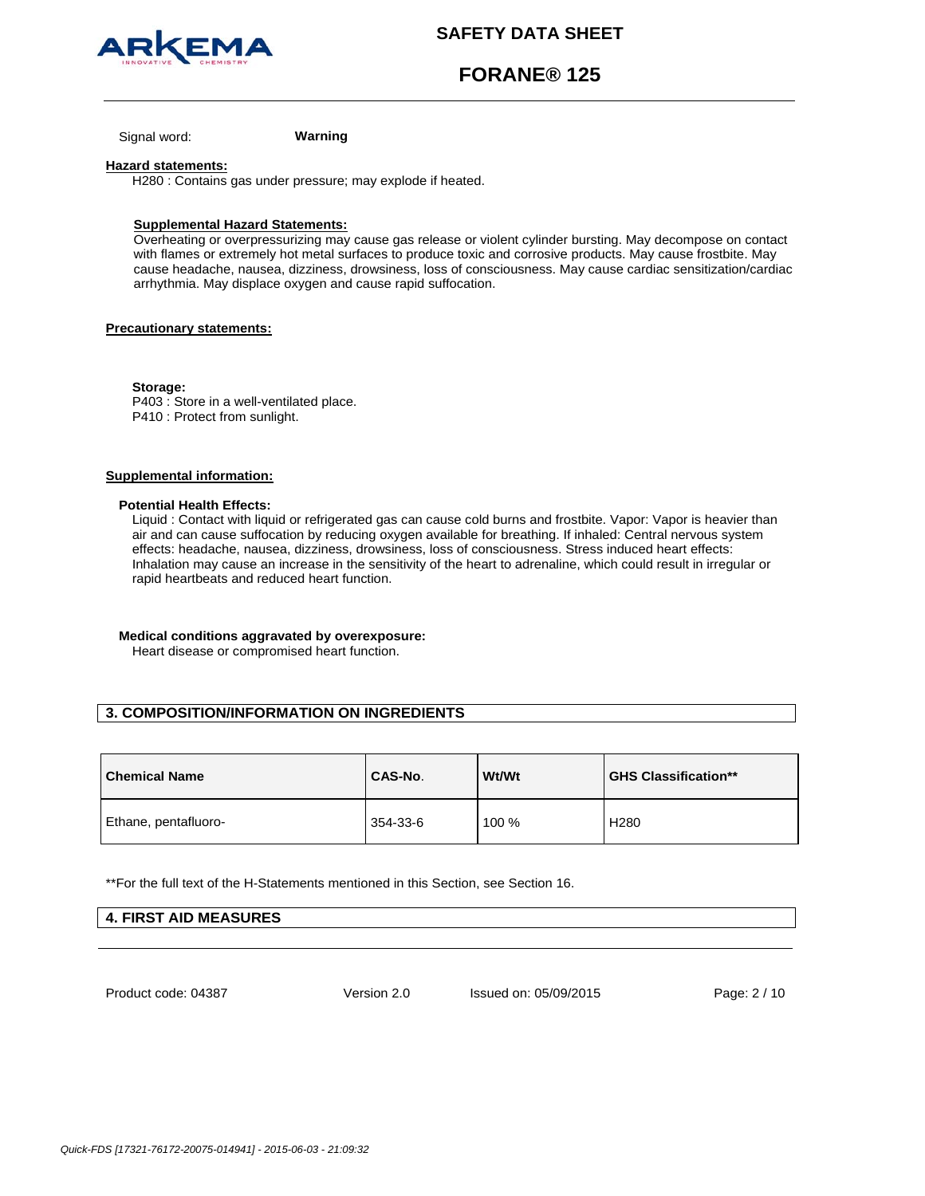Signal word: **Warning**

**Hazard statements:**

H280 : Contains gas under pressure; may explode if heated.

**Supplemental Hazard Statements:**

Overheating or overpressurizing may cause gas release or violent cylinder bursting. May decompose on contact with flames or extremely hot metal surfaces to produce toxic and corrosive products. May cause frostbite. May cause headache, nausea, dizziness, drowsiness, loss of consciousness. May cause cardiac sensitization/cardiac arrhythmia. May displace oxygen and cause rapid suffocation.

**Precautionary statements:**

**Storage:**

P403 : Store in a well-ventilated place.
P410 : Protect from sunlight.

**Supplemental information:**

**Potential Health Effects:**

Liquid : Contact with liquid or refrigerated gas can cause cold burns and frostbite. Vapor: Vapor is heavier than air and can cause suffocation by reducing oxygen available for breathing. If inhaled: Central nervous system effects: headache, nausea, dizziness, drowsiness, loss of consciousness. Stress induced heart effects: Inhalation may cause an increase in the sensitivity of the heart to adrenaline, which could result in irregular or rapid heartbeats and reduced heart function.

**Medical conditions aggravated by overexposure:**

Heart disease or compromised heart function.

## 3. COMPOSITION/INFORMATION ON INGREDIENTS

| Chemical Name | CAS-No. | Wt/Wt | GHS Classification** |
|---|---|---|---|
| Ethane, pentafluoro- | 354-33-6 | 100 % | H280 |

**For the full text of the H-Statements mentioned in this Section, see Section 16.

## 4. FIRST AID MEASURES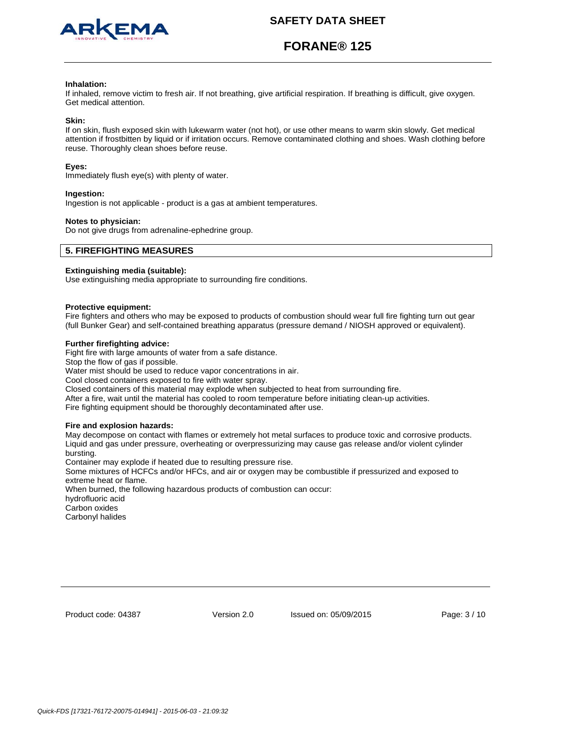**Inhalation:**
If inhaled, remove victim to fresh air. If not breathing, give artificial respiration. If breathing is difficult, give oxygen. Get medical attention.

**Skin:**
If on skin, flush exposed skin with lukewarm water (not hot), or use other means to warm skin slowly. Get medical attention if frostbitten by liquid or if irritation occurs. Remove contaminated clothing and shoes. Wash clothing before reuse. Thoroughly clean shoes before reuse.

**Eyes:**
Immediately flush eye(s) with plenty of water.

**Ingestion:**
Ingestion is not applicable - product is a gas at ambient temperatures.

**Notes to physician:**
Do not give drugs from adrenaline-ephedrine group.

## 5. FIREFIGHTING MEASURES

**Extinguishing media (suitable):**
Use extinguishing media appropriate to surrounding fire conditions.

**Protective equipment:**
Fire fighters and others who may be exposed to products of combustion should wear full fire fighting turn out gear (full Bunker Gear) and self-contained breathing apparatus (pressure demand / NIOSH approved or equivalent).

**Further firefighting advice:**
Fight fire with large amounts of water from a safe distance.
Stop the flow of gas if possible.
Water mist should be used to reduce vapor concentrations in air.
Cool closed containers exposed to fire with water spray.
Closed containers of this material may explode when subjected to heat from surrounding fire.
After a fire, wait until the material has cooled to room temperature before initiating clean-up activities.
Fire fighting equipment should be thoroughly decontaminated after use.

**Fire and explosion hazards:**
May decompose on contact with flames or extremely hot metal surfaces to produce toxic and corrosive products.
Liquid and gas under pressure, overheating or overpressurizing may cause gas release and/or violent cylinder bursting.
Container may explode if heated due to resulting pressure rise.
Some mixtures of HCFCs and/or HFCs, and air or oxygen may be combustible if pressurized and exposed to extreme heat or flame.
When burned, the following hazardous products of combustion can occur:
hydrofluoric acid
Carbon oxides
Carbonyl halides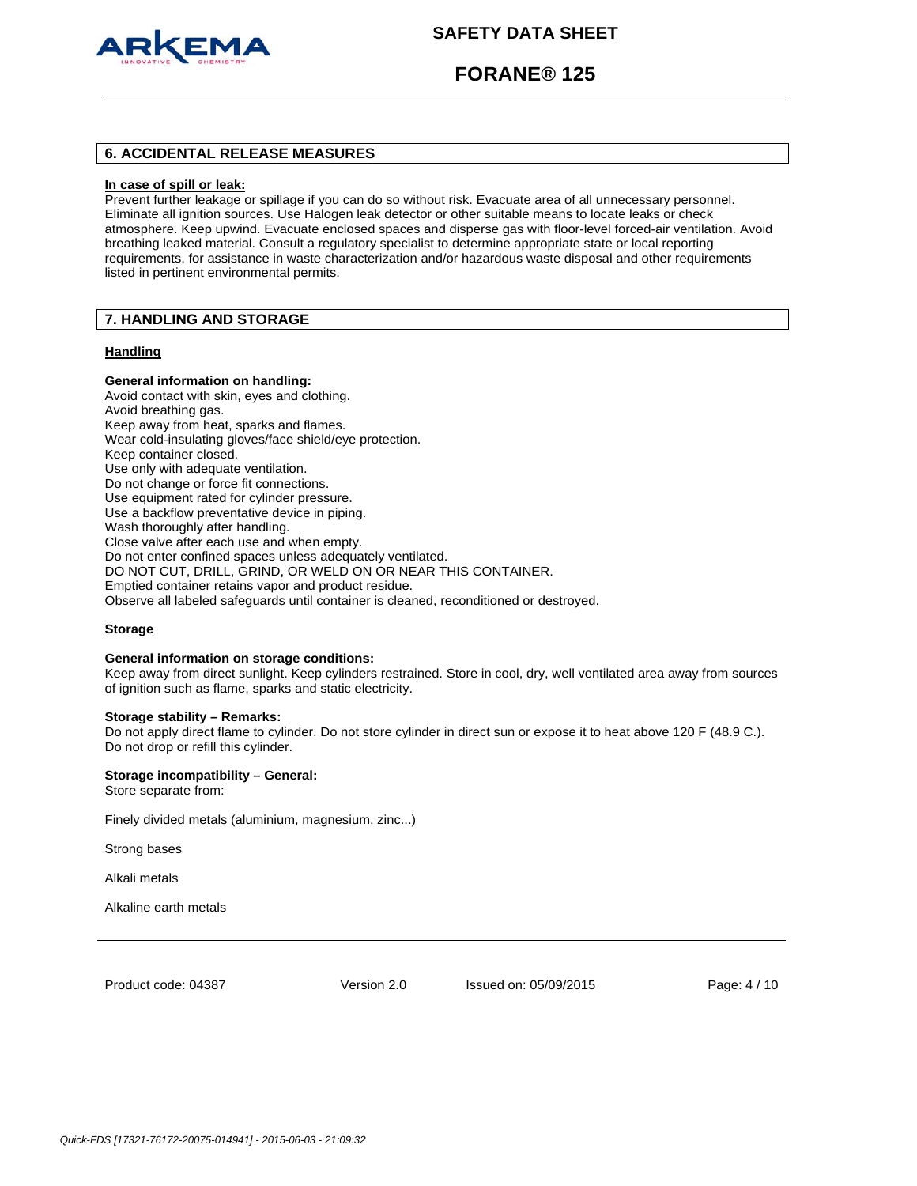## 6. ACCIDENTAL RELEASE MEASURES

**In case of spill or leak:**

Prevent further leakage or spillage if you can do so without risk. Evacuate area of all unnecessary personnel. Eliminate all ignition sources. Use Halogen leak detector or other suitable means to locate leaks or check atmosphere. Keep upwind. Evacuate enclosed spaces and disperse gas with floor-level forced-air ventilation. Avoid breathing leaked material. Consult a regulatory specialist to determine appropriate state or local reporting requirements, for assistance in waste characterization and/or hazardous waste disposal and other requirements listed in pertinent environmental permits.

## 7. HANDLING AND STORAGE

### Handling

**General information on handling:**

Avoid contact with skin, eyes and clothing.
Avoid breathing gas.
Keep away from heat, sparks and flames.
Wear cold-insulating gloves/face shield/eye protection.
Keep container closed.
Use only with adequate ventilation.
Do not change or force fit connections.
Use equipment rated for cylinder pressure.
Use a backflow preventative device in piping.
Wash thoroughly after handling.
Close valve after each use and when empty.
Do not enter confined spaces unless adequately ventilated.
DO NOT CUT, DRILL, GRIND, OR WELD ON OR NEAR THIS CONTAINER.
Emptied container retains vapor and product residue.
Observe all labeled safeguards until container is cleaned, reconditioned or destroyed.

### Storage

**General information on storage conditions:**

Keep away from direct sunlight. Keep cylinders restrained. Store in cool, dry, well ventilated area away from sources of ignition such as flame, sparks and static electricity.

**Storage stability – Remarks:**

Do not apply direct flame to cylinder. Do not store cylinder in direct sun or expose it to heat above 120 F (48.9 C.). Do not drop or refill this cylinder.

**Storage incompatibility – General:**

Store separate from:

Finely divided metals (aluminium, magnesium, zinc...)

Strong bases

Alkali metals

Alkaline earth metals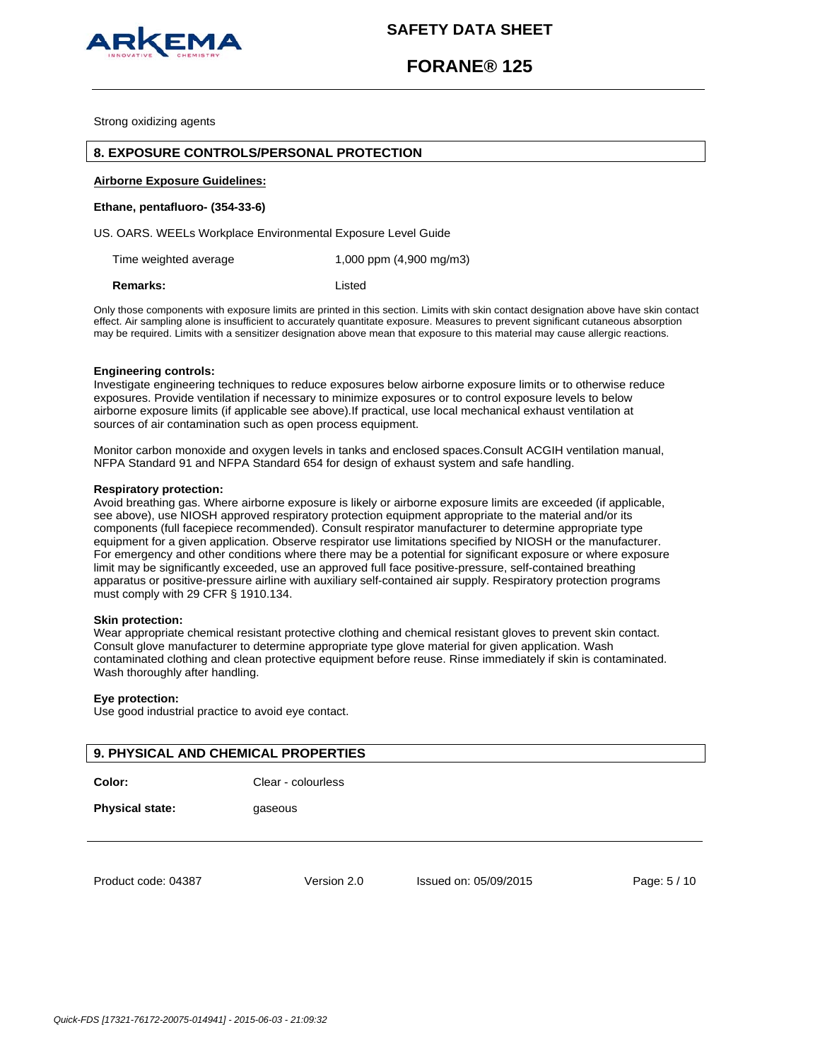Strong oxidizing agents

## 8. EXPOSURE CONTROLS/PERSONAL PROTECTION

**Airborne Exposure Guidelines:**

**Ethane, pentafluoro- (354-33-6)**

US. OARS. WEELs Workplace Environmental Exposure Level Guide

| | |
|---|---|
| Time weighted average | 1,000 ppm (4,900 mg/m3) |
| **Remarks:** | Listed |

Only those components with exposure limits are printed in this section. Limits with skin contact designation above have skin contact effect. Air sampling alone is insufficient to accurately quantitate exposure. Measures to prevent significant cutaneous absorption may be required. Limits with a sensitizer designation above mean that exposure to this material may cause allergic reactions.

**Engineering controls:**
Investigate engineering techniques to reduce exposures below airborne exposure limits or to otherwise reduce exposures. Provide ventilation if necessary to minimize exposures or to control exposure levels to below airborne exposure limits (if applicable see above).If practical, use local mechanical exhaust ventilation at sources of air contamination such as open process equipment.

Monitor carbon monoxide and oxygen levels in tanks and enclosed spaces.Consult ACGIH ventilation manual, NFPA Standard 91 and NFPA Standard 654 for design of exhaust system and safe handling.

**Respiratory protection:**
Avoid breathing gas. Where airborne exposure is likely or airborne exposure limits are exceeded (if applicable, see above), use NIOSH approved respiratory protection equipment appropriate to the material and/or its components (full facepiece recommended). Consult respirator manufacturer to determine appropriate type equipment for a given application. Observe respirator use limitations specified by NIOSH or the manufacturer. For emergency and other conditions where there may be a potential for significant exposure or where exposure limit may be significantly exceeded, use an approved full face positive-pressure, self-contained breathing apparatus or positive-pressure airline with auxiliary self-contained air supply. Respiratory protection programs must comply with 29 CFR § 1910.134.

**Skin protection:**
Wear appropriate chemical resistant protective clothing and chemical resistant gloves to prevent skin contact. Consult glove manufacturer to determine appropriate type glove material for given application. Wash contaminated clothing and clean protective equipment before reuse. Rinse immediately if skin is contaminated. Wash thoroughly after handling.

**Eye protection:**
Use good industrial practice to avoid eye contact.

## 9. PHYSICAL AND CHEMICAL PROPERTIES

| | |
|---|---|
| **Color:** | Clear - colourless |
| **Physical state:** | gaseous |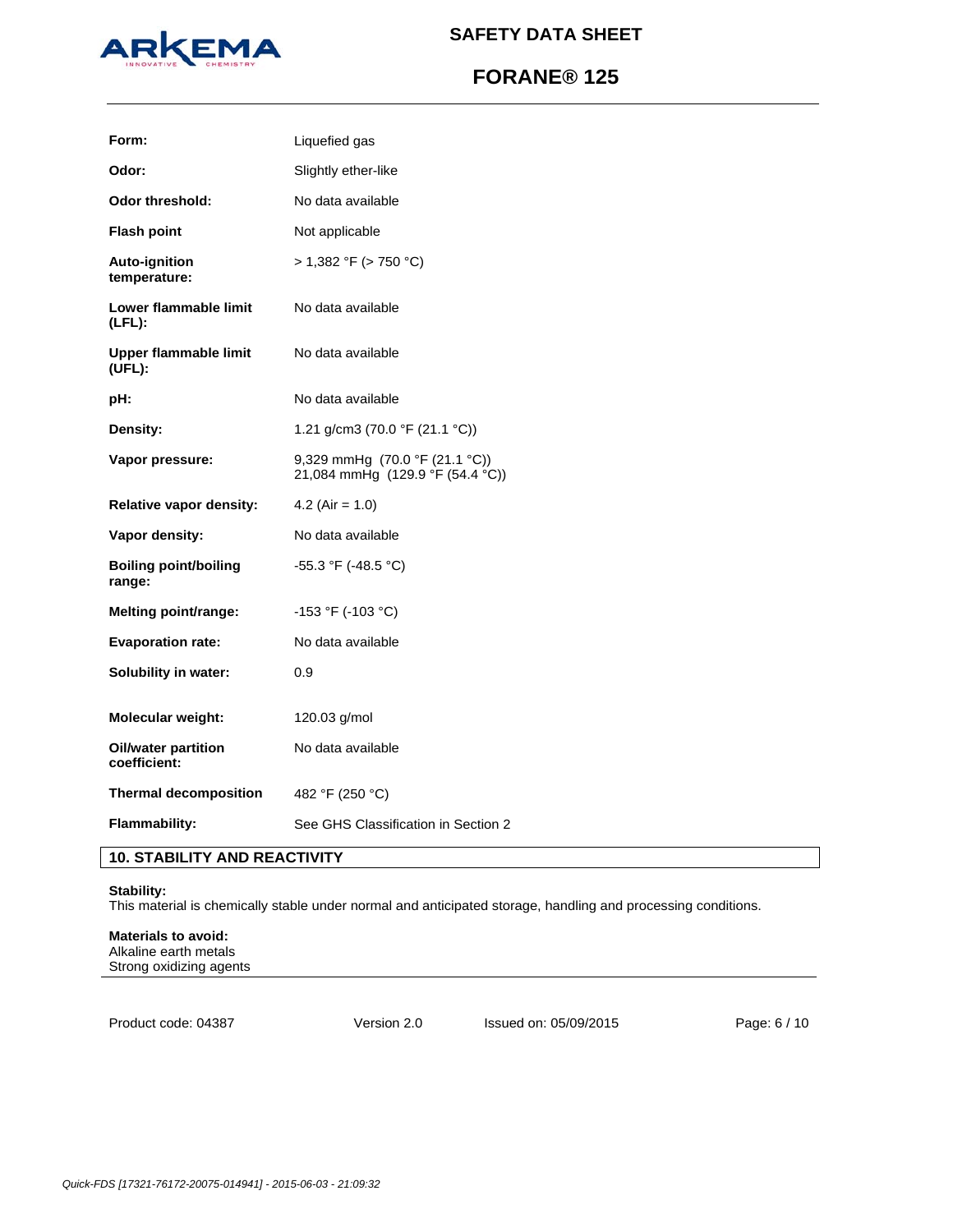| | |
|---|---|
| **Form:** | Liquefied gas |
| **Odor:** | Slightly ether-like |
| **Odor threshold:** | No data available |
| **Flash point** | Not applicable |
| **Auto-ignition temperature:** | > 1,382 °F (> 750 °C) |
| **Lower flammable limit (LFL):** | No data available |
| **Upper flammable limit (UFL):** | No data available |
| **pH:** | No data available |
| **Density:** | 1.21 g/cm3 (70.0 °F (21.1 °C)) |
| **Vapor pressure:** | 9,329 mmHg (70.0 °F (21.1 °C))<br>21,084 mmHg (129.9 °F (54.4 °C)) |
| **Relative vapor density:** | 4.2 (Air = 1.0) |
| **Vapor density:** | No data available |
| **Boiling point/boiling range:** | -55.3 °F (-48.5 °C) |
| **Melting point/range:** | -153 °F (-103 °C) |
| **Evaporation rate:** | No data available |
| **Solubility in water:** | 0.9 |
| **Molecular weight:** | 120.03 g/mol |
| **Oil/water partition coefficient:** | No data available |
| **Thermal decomposition** | 482 °F (250 °C) |
| **Flammability:** | See GHS Classification in Section 2 |

## 10. STABILITY AND REACTIVITY

**Stability:**
This material is chemically stable under normal and anticipated storage, handling and processing conditions.

**Materials to avoid:**
Alkaline earth metals
Strong oxidizing agents

Product code: 04387 Version 2.0 Issued on: 05/09/2015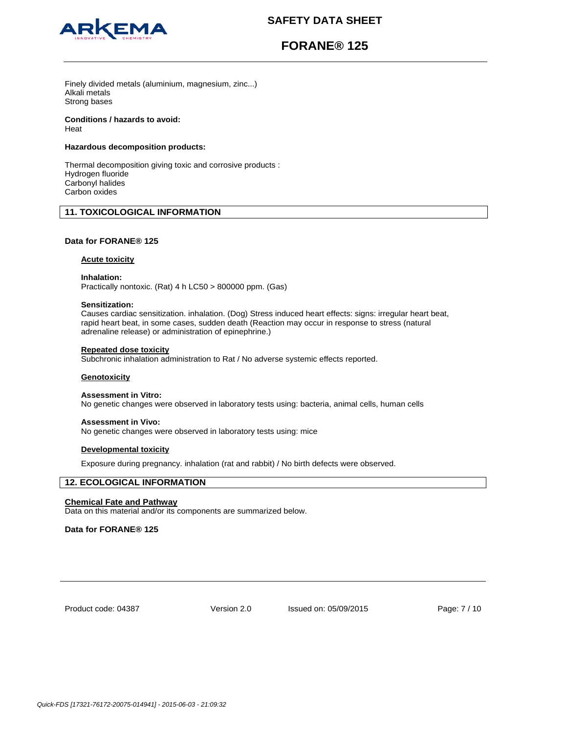Finely divided metals (aluminium, magnesium, zinc...)
Alkali metals
Strong bases

**Conditions / hazards to avoid:**
Heat

**Hazardous decomposition products:**

Thermal decomposition giving toxic and corrosive products :
Hydrogen fluoride
Carbonyl halides
Carbon oxides

## 11. TOXICOLOGICAL INFORMATION

**Data for FORANE® 125**

**Acute toxicity**

**Inhalation:**
Practically nontoxic. (Rat) 4 h LC50 > 800000 ppm. (Gas)

**Sensitization:**
Causes cardiac sensitization. inhalation. (Dog) Stress induced heart effects: signs: irregular heart beat, rapid heart beat, in some cases, sudden death (Reaction may occur in response to stress (natural adrenaline release) or administration of epinephrine.)

**Repeated dose toxicity**
Subchronic inhalation administration to Rat / No adverse systemic effects reported.

**Genotoxicity**

**Assessment in Vitro:**
No genetic changes were observed in laboratory tests using: bacteria, animal cells, human cells

**Assessment in Vivo:**
No genetic changes were observed in laboratory tests using: mice

**Developmental toxicity**

Exposure during pregnancy. inhalation (rat and rabbit) / No birth defects were observed.

## 12. ECOLOGICAL INFORMATION

**Chemical Fate and Pathway**
Data on this material and/or its components are summarized below.

**Data for FORANE® 125**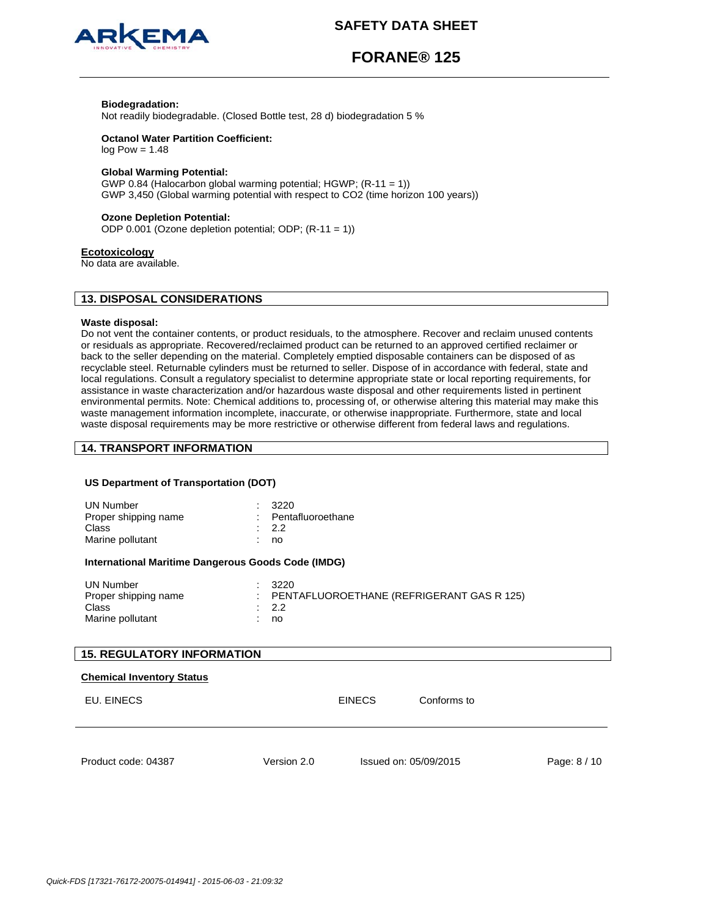**Biodegradation:**
Not readily biodegradable. (Closed Bottle test, 28 d) biodegradation 5 %

**Octanol Water Partition Coefficient:**
log Pow = 1.48

**Global Warming Potential:**
GWP 0.84 (Halocarbon global warming potential; HGWP; (R-11 = 1))
GWP 3,450 (Global warming potential with respect to CO2 (time horizon 100 years))

**Ozone Depletion Potential:**
ODP 0.001 (Ozone depletion potential; ODP; (R-11 = 1))

**Ecotoxicology**
No data are available.

## 13. DISPOSAL CONSIDERATIONS

**Waste disposal:**
Do not vent the container contents, or product residuals, to the atmosphere. Recover and reclaim unused contents or residuals as appropriate. Recovered/reclaimed product can be returned to an approved certified reclaimer or back to the seller depending on the material. Completely emptied disposable containers can be disposed of as recyclable steel. Returnable cylinders must be returned to seller. Dispose of in accordance with federal, state and local regulations. Consult a regulatory specialist to determine appropriate state or local reporting requirements, for assistance in waste characterization and/or hazardous waste disposal and other requirements listed in pertinent environmental permits. Note: Chemical additions to, processing of, or otherwise altering this material may make this waste management information incomplete, inaccurate, or otherwise inappropriate. Furthermore, state and local waste disposal requirements may be more restrictive or otherwise different from federal laws and regulations.

## 14. TRANSPORT INFORMATION

**US Department of Transportation (DOT)**

| | |
|---|---|
| UN Number | : 3220 |
| Proper shipping name | : Pentafluoroethane |
| Class | : 2.2 |
| Marine pollutant | : no |

**International Maritime Dangerous Goods Code (IMDG)**

| | |
|---|---|
| UN Number | : 3220 |
| Proper shipping name | : PENTAFLUOROETHANE (REFRIGERANT GAS R 125) |
| Class | : 2.2 |
| Marine pollutant | : no |

## 15. REGULATORY INFORMATION

**Chemical Inventory Status**

| | | |
|---|---|---|
| EU. EINECS | EINECS | Conforms to |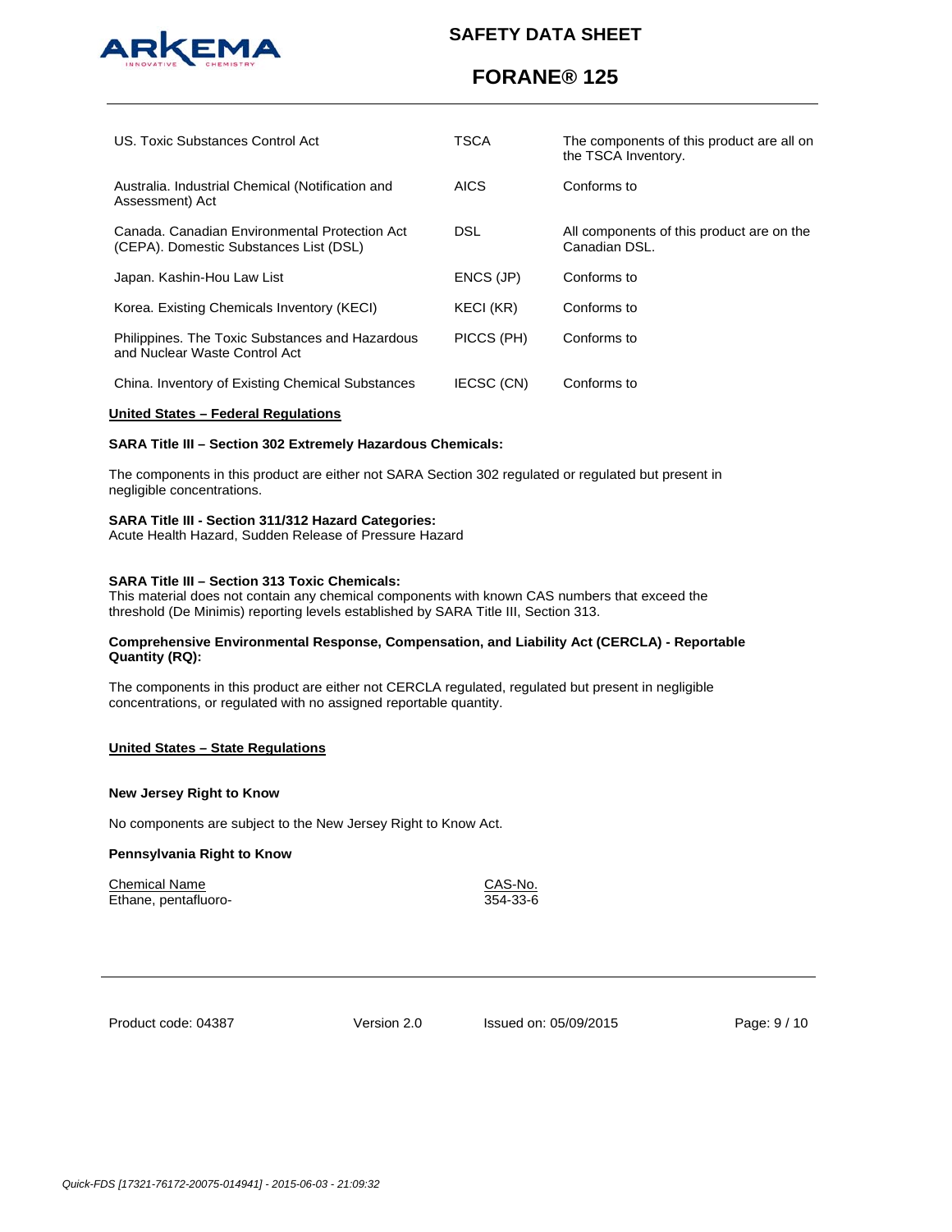| | | |
|---|---|---|
| US. Toxic Substances Control Act | TSCA | The components of this product are all on the TSCA Inventory. |
| Australia. Industrial Chemical (Notification and Assessment) Act | AICS | Conforms to |
| Canada. Canadian Environmental Protection Act (CEPA). Domestic Substances List (DSL) | DSL | All components of this product are on the Canadian DSL. |
| Japan. Kashin-Hou Law List | ENCS (JP) | Conforms to |
| Korea. Existing Chemicals Inventory (KECI) | KECI (KR) | Conforms to |
| Philippines. The Toxic Substances and Hazardous and Nuclear Waste Control Act | PICCS (PH) | Conforms to |
| China. Inventory of Existing Chemical Substances | IECSC (CN) | Conforms to |

**United States – Federal Regulations**

**SARA Title III – Section 302 Extremely Hazardous Chemicals:**

The components in this product are either not SARA Section 302 regulated or regulated but present in negligible concentrations.

**SARA Title III - Section 311/312 Hazard Categories:**
Acute Health Hazard, Sudden Release of Pressure Hazard

**SARA Title III – Section 313 Toxic Chemicals:**
This material does not contain any chemical components with known CAS numbers that exceed the threshold (De Minimis) reporting levels established by SARA Title III, Section 313.

**Comprehensive Environmental Response, Compensation, and Liability Act (CERCLA) - Reportable Quantity (RQ):**

The components in this product are either not CERCLA regulated, regulated but present in negligible concentrations, or regulated with no assigned reportable quantity.

**United States – State Regulations**

**New Jersey Right to Know**

No components are subject to the New Jersey Right to Know Act.

**Pennsylvania Right to Know**

| Chemical Name | CAS-No. |
|---|---|
| Ethane, pentafluoro- | 354-33-6 |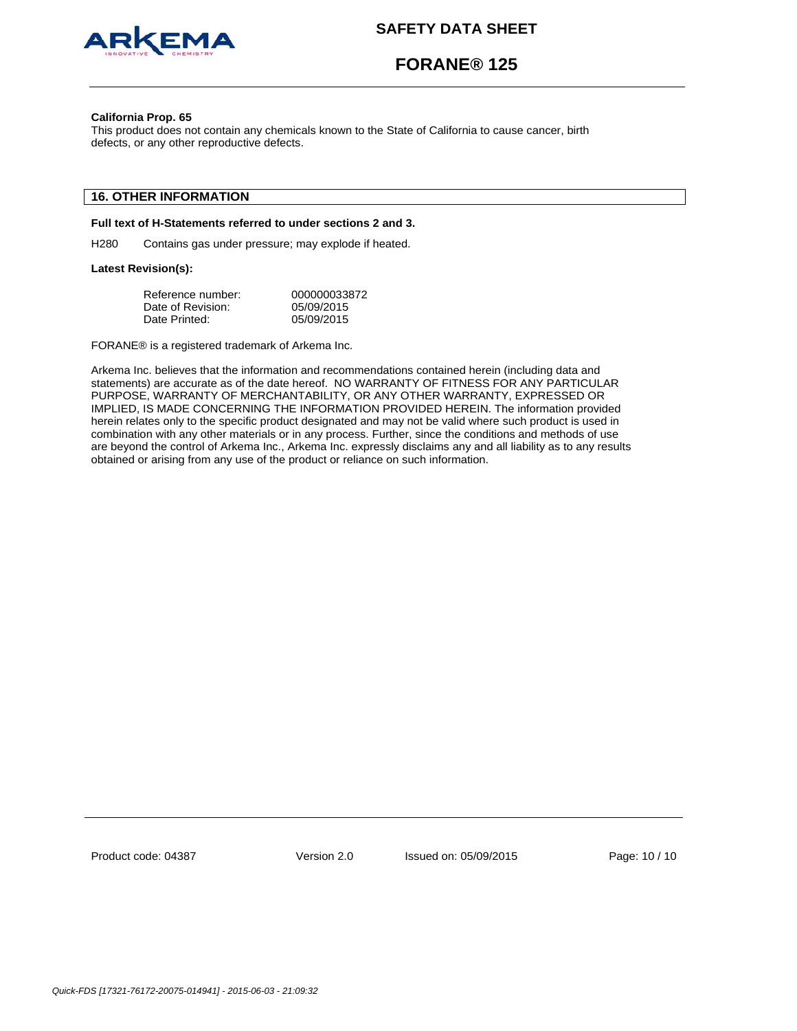**California Prop. 65**

This product does not contain any chemicals known to the State of California to cause cancer, birth defects, or any other reproductive defects.

## 16. OTHER INFORMATION

**Full text of H-Statements referred to under sections 2 and 3.**

H280 Contains gas under pressure; may explode if heated.

**Latest Revision(s):**

| | |
|---|---|
| Reference number: | 000000033872 |
| Date of Revision: | 05/09/2015 |
| Date Printed: | 05/09/2015 |

FORANE® is a registered trademark of Arkema Inc.

Arkema Inc. believes that the information and recommendations contained herein (including data and statements) are accurate as of the date hereof. NO WARRANTY OF FITNESS FOR ANY PARTICULAR PURPOSE, WARRANTY OF MERCHANTABILITY, OR ANY OTHER WARRANTY, EXPRESSED OR IMPLIED, IS MADE CONCERNING THE INFORMATION PROVIDED HEREIN. The information provided herein relates only to the specific product designated and may not be valid where such product is used in combination with any other materials or in any process. Further, since the conditions and methods of use are beyond the control of Arkema Inc., Arkema Inc. expressly disclaims any and all liability as to any results obtained or arising from any use of the product or reliance on such information.